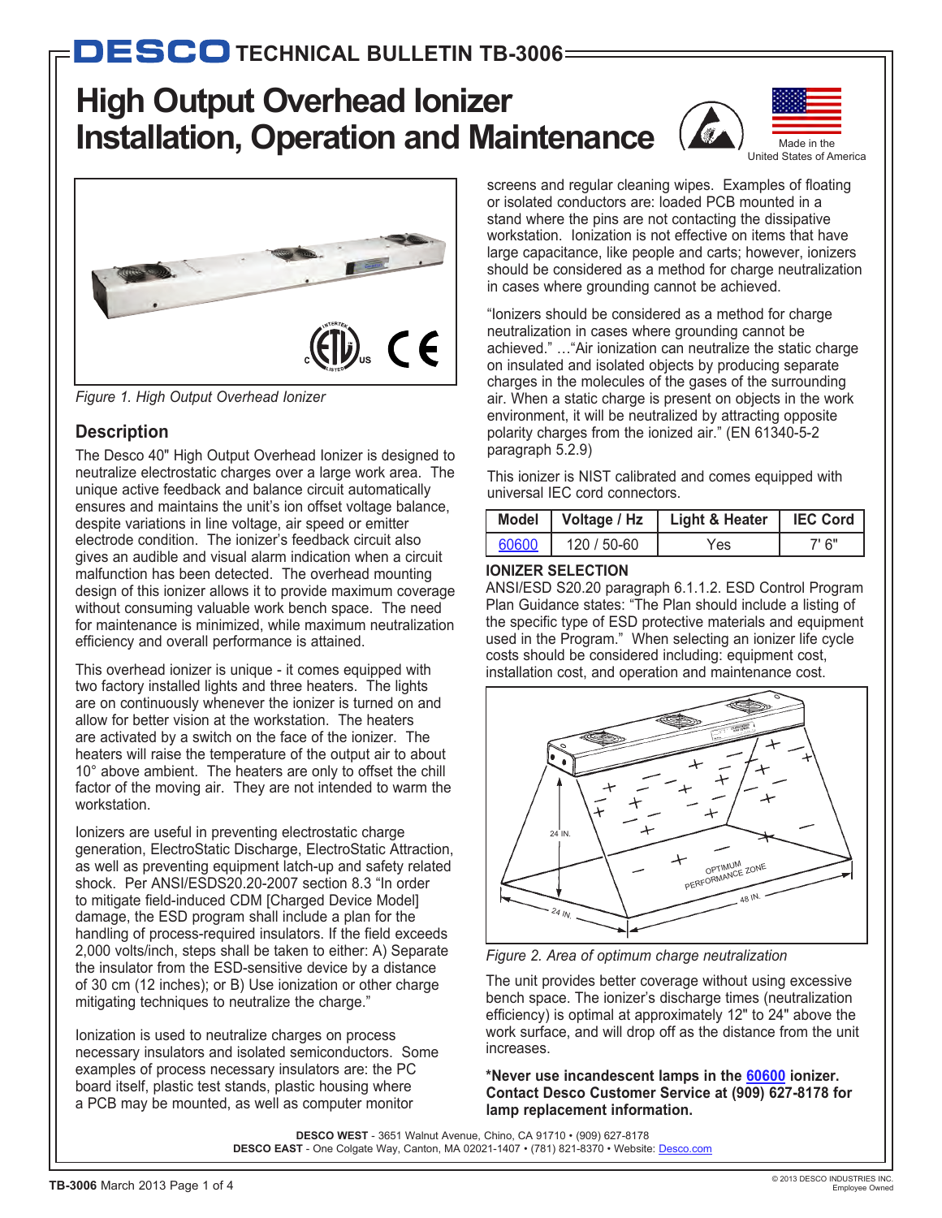# DESCO TECHNICAL BULLETIN TB-3006

# High Output Overhead Ionizer Installation, Operation and Maintenance

Made in the United States of America

*Figure 1. High Output Overhead Ionizer*

## Description

The Desco 40" High Output Overhead Ionizer is designed to neutralize electrostatic charges over a large work area. The unique active feedback and balance circuit automatically ensures and maintains the unit's ion offset voltage balance, despite variations in line voltage, air speed or emitter electrode condition. The ionizer's feedback circuit also gives an audible and visual alarm indication when a circuit malfunction has been detected. The overhead mounting design of this ionizer allows it to provide maximum coverage without consuming valuable work bench space. The need for maintenance is minimized, while maximum neutralization efficiency and overall performance is attained.

This overhead ionizer is unique - it comes equipped with two factory installed lights and three heaters. The lights are on continuously whenever the ionizer is turned on and allow for better vision at the workstation. The heaters are activated by a switch on the face of the ionizer. The heaters will raise the temperature of the output air to about 10° above ambient. The heaters are only to offset the chill factor of the moving air. They are not intended to warm the workstation.

Ionizers are useful in preventing electrostatic charge generation, ElectroStatic Discharge, ElectroStatic Attraction, as well as preventing equipment latch-up and safety related shock. Per ANSI/ESDS20.20-2007 section 8.3 "In order to mitigate field-induced CDM [Charged Device Model] damage, the ESD program shall include a plan for the handling of process-required insulators. If the field exceeds 2,000 volts/inch, steps shall be taken to either: A) Separate the insulator from the ESD-sensitive device by a distance of 30 cm (12 inches); or B) Use ionization or other charge mitigating techniques to neutralize the charge."

Ionization is used to neutralize charges on process necessary insulators and isolated semiconductors. Some examples of process necessary insulators are: the PC board itself, plastic test stands, plastic housing where a PCB may be mounted, as well as computer monitor screens and regular cleaning wipes. Examples of floating or isolated conductors are: loaded PCB mounted in a stand where the pins are not contacting the dissipative workstation. Ionization is not effective on items that have large capacitance, like people and carts; however, ionizers should be considered as a method for charge neutralization in cases where grounding cannot be achieved.

"Ionizers should be considered as a method for charge neutralization in cases where grounding cannot be achieved." …"Air ionization can neutralize the static charge on insulated and isolated objects by producing separate charges in the molecules of the gases of the surrounding air. When a static charge is present on objects in the work environment, it will be neutralized by attracting opposite polarity charges from the ionized air." (EN 61340-5-2 paragraph 5.2.9)

This ionizer is NIST calibrated and comes equipped with universal IEC cord connectors.

| Model | Voltage / Hz | Light & Heater | IEC Cord |
|---|---|---|---|
| 60600 | 120 / 50-60 | Yes | 7' 6" |

**IONIZER SELECTION**

ANSI/ESD S20.20 paragraph 6.1.1.2. ESD Control Program Plan Guidance states: "The Plan should include a listing of the specific type of ESD protective materials and equipment used in the Program." When selecting an ionizer life cycle costs should be considered including: equipment cost, installation cost, and operation and maintenance cost.

*Figure 2. Area of optimum charge neutralization*

The unit provides better coverage without using excessive bench space. The ionizer's discharge times (neutralization efficiency) is optimal at approximately 12" to 24" above the work surface, and will drop off as the distance from the unit increases.

**\*Never use incandescent lamps in the 60600 ionizer. Contact Desco Customer Service at (909) 627-8178 for lamp replacement information.**

**DESCO WEST** - 3651 Walnut Avenue, Chino, CA 91710 • (909) 627-8178
**DESCO EAST** - One Colgate Way, Canton, MA 02021-1407 • (781) 821-8370 • Website: Desco.com

**TB-3006** March 2013

© 2013 DESCO INDUSTRIES INC. Employee Owned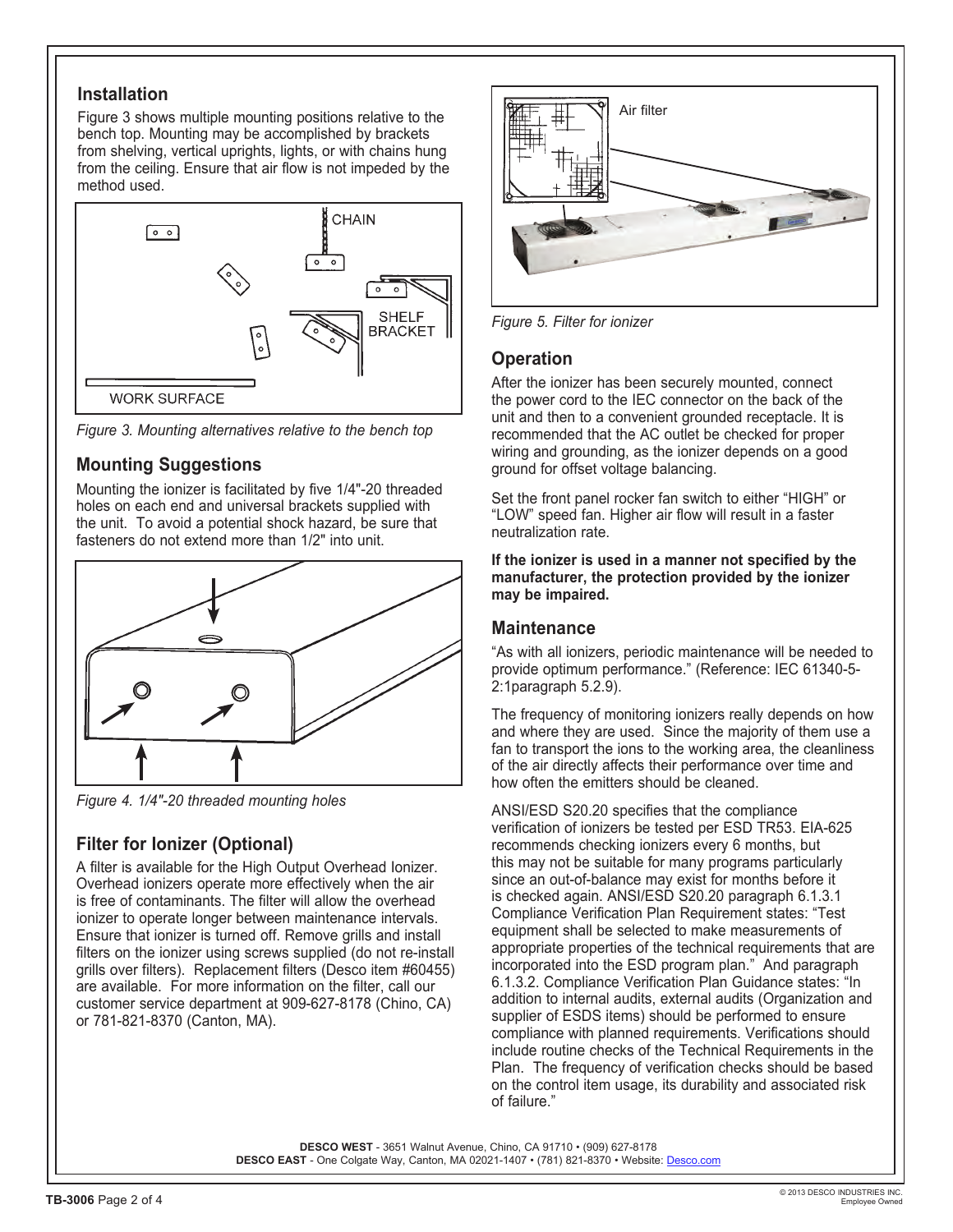## Installation

Figure 3 shows multiple mounting positions relative to the bench top. Mounting may be accomplished by brackets from shelving, vertical uprights, lights, or with chains hung from the ceiling. Ensure that air flow is not impeded by the method used.

*Figure 3. Mounting alternatives relative to the bench top*

## Mounting Suggestions

Mounting the ionizer is facilitated by five 1/4"-20 threaded holes on each end and universal brackets supplied with the unit. To avoid a potential shock hazard, be sure that fasteners do not extend more than 1/2" into unit.

*Figure 4. 1/4"-20 threaded mounting holes*

## Filter for Ionizer (Optional)

A filter is available for the High Output Overhead Ionizer. Overhead ionizers operate more effectively when the air is free of contaminants. The filter will allow the overhead ionizer to operate longer between maintenance intervals. Ensure that ionizer is turned off. Remove grills and install filters on the ionizer using screws supplied (do not re-install grills over filters). Replacement filters (Desco item #60455) are available. For more information on the filter, call our customer service department at 909-627-8178 (Chino, CA) or 781-821-8370 (Canton, MA).

*Figure 5. Filter for ionizer*

## Operation

After the ionizer has been securely mounted, connect the power cord to the IEC connector on the back of the unit and then to a convenient grounded receptacle. It is recommended that the AC outlet be checked for proper wiring and grounding, as the ionizer depends on a good ground for offset voltage balancing.

Set the front panel rocker fan switch to either "HIGH" or "LOW" speed fan. Higher air flow will result in a faster neutralization rate.

**If the ionizer is used in a manner not specified by the manufacturer, the protection provided by the ionizer may be impaired.**

## Maintenance

"As with all ionizers, periodic maintenance will be needed to provide optimum performance." (Reference: IEC 61340-5-2:1paragraph 5.2.9).

The frequency of monitoring ionizers really depends on how and where they are used. Since the majority of them use a fan to transport the ions to the working area, the cleanliness of the air directly affects their performance over time and how often the emitters should be cleaned.

ANSI/ESD S20.20 specifies that the compliance verification of ionizers be tested per ESD TR53. EIA-625 recommends checking ionizers every 6 months, but this may not be suitable for many programs particularly since an out-of-balance may exist for months before it is checked again. ANSI/ESD S20.20 paragraph 6.1.3.1 Compliance Verification Plan Requirement states: "Test equipment shall be selected to make measurements of appropriate properties of the technical requirements that are incorporated into the ESD program plan." And paragraph 6.1.3.2. Compliance Verification Plan Guidance states: "In addition to internal audits, external audits (Organization and supplier of ESDS items) should be performed to ensure compliance with planned requirements. Verifications should include routine checks of the Technical Requirements in the Plan. The frequency of verification checks should be based on the control item usage, its durability and associated risk of failure."

**DESCO WEST** - 3651 Walnut Avenue, Chino, CA 91710 • (909) 627-8178
**DESCO EAST** - One Colgate Way, Canton, MA 02021-1407 • (781) 821-8370 • Website: Desco.com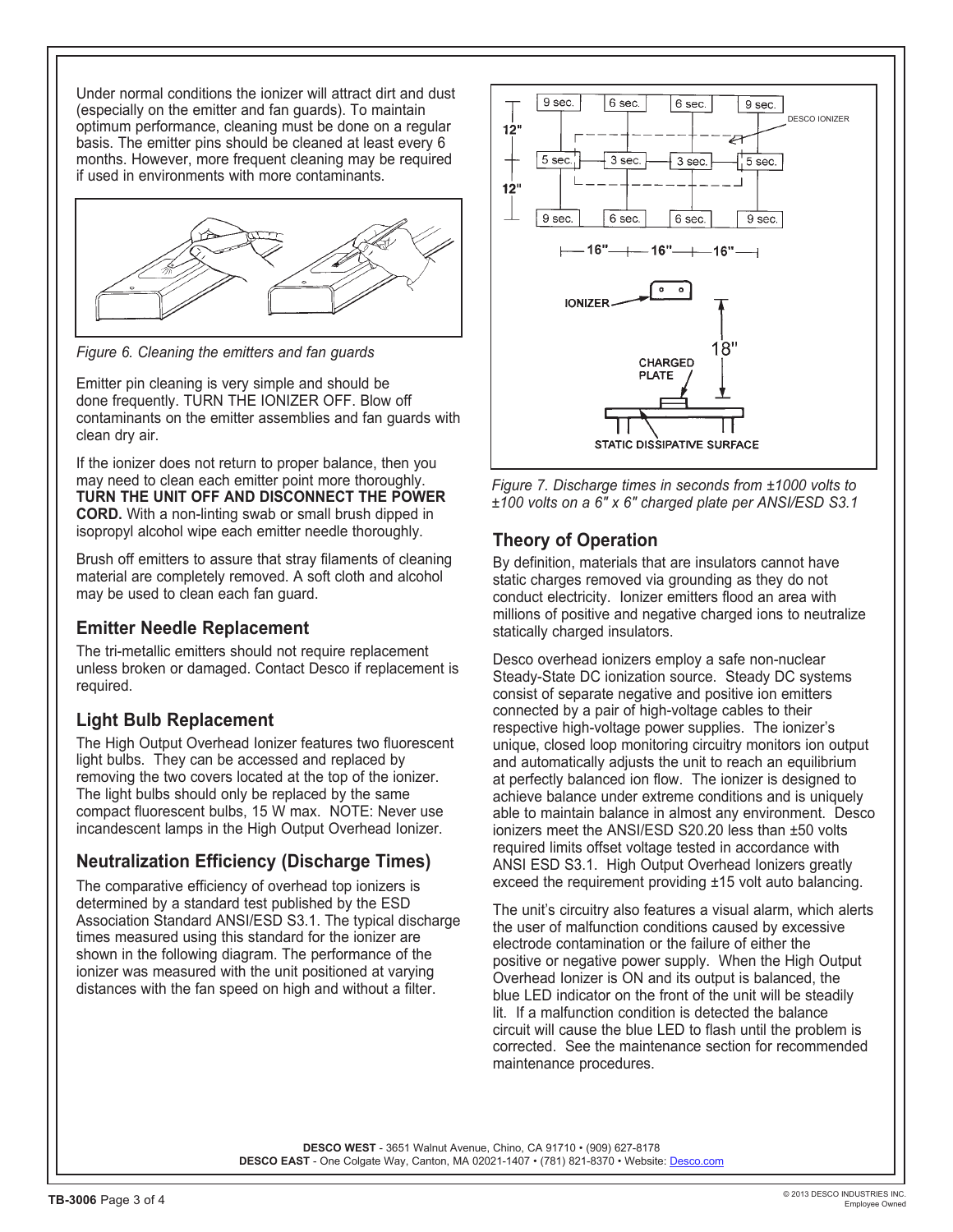Under normal conditions the ionizer will attract dirt and dust (especially on the emitter and fan guards). To maintain optimum performance, cleaning must be done on a regular basis. The emitter pins should be cleaned at least every 6 months. However, more frequent cleaning may be required if used in environments with more contaminants.

*Figure 6. Cleaning the emitters and fan guards*

Emitter pin cleaning is very simple and should be done frequently. TURN THE IONIZER OFF. Blow off contaminants on the emitter assemblies and fan guards with clean dry air.

If the ionizer does not return to proper balance, then you may need to clean each emitter point more thoroughly. **TURN THE UNIT OFF AND DISCONNECT THE POWER CORD.** With a non-linting swab or small brush dipped in isopropyl alcohol wipe each emitter needle thoroughly.

Brush off emitters to assure that stray filaments of cleaning material are completely removed. A soft cloth and alcohol may be used to clean each fan guard.

## Emitter Needle Replacement

The tri-metallic emitters should not require replacement unless broken or damaged. Contact Desco if replacement is required.

## Light Bulb Replacement

The High Output Overhead Ionizer features two fluorescent light bulbs. They can be accessed and replaced by removing the two covers located at the top of the ionizer. The light bulbs should only be replaced by the same compact fluorescent bulbs, 15 W max. NOTE: Never use incandescent lamps in the High Output Overhead Ionizer.

## Neutralization Efficiency (Discharge Times)

The comparative efficiency of overhead top ionizers is determined by a standard test published by the ESD Association Standard ANSI/ESD S3.1. The typical discharge times measured using this standard for the ionizer are shown in the following diagram. The performance of the ionizer was measured with the unit positioned at varying distances with the fan speed on high and without a filter.

| 9 sec. | 6 sec. | 6 sec. | 9 sec. |
|---|---|---|---|
| 5 sec. | 3 sec. | 3 sec. | 5 sec. |
| 9 sec. | 6 sec. | 6 sec. | 9 sec. |

(Grid spacing: 12" vertical, 16" horizontal; DESCO IONIZER; IONIZER positioned 18" above CHARGED PLATE on STATIC DISSIPATIVE SURFACE)

*Figure 7. Discharge times in seconds from ±1000 volts to ±100 volts on a 6" x 6" charged plate per ANSI/ESD S3.1*

## Theory of Operation

By definition, materials that are insulators cannot have static charges removed via grounding as they do not conduct electricity. Ionizer emitters flood an area with millions of positive and negative charged ions to neutralize statically charged insulators.

Desco overhead ionizers employ a safe non-nuclear Steady-State DC ionization source. Steady DC systems consist of separate negative and positive ion emitters connected by a pair of high-voltage cables to their respective high-voltage power supplies. The ionizer's unique, closed loop monitoring circuitry monitors ion output and automatically adjusts the unit to reach an equilibrium at perfectly balanced ion flow. The ionizer is designed to achieve balance under extreme conditions and is uniquely able to maintain balance in almost any environment. Desco ionizers meet the ANSI/ESD S20.20 less than ±50 volts required limits offset voltage tested in accordance with ANSI ESD S3.1. High Output Overhead Ionizers greatly exceed the requirement providing ±15 volt auto balancing.

The unit's circuitry also features a visual alarm, which alerts the user of malfunction conditions caused by excessive electrode contamination or the failure of either the positive or negative power supply. When the High Output Overhead Ionizer is ON and its output is balanced, the blue LED indicator on the front of the unit will be steadily lit. If a malfunction condition is detected the balance circuit will cause the blue LED to flash until the problem is corrected. See the maintenance section for recommended maintenance procedures.

**DESCO WEST** - 3651 Walnut Avenue, Chino, CA 91710 • (909) 627-8178
**DESCO EAST** - One Colgate Way, Canton, MA 02021-1407 • (781) 821-8370 • Website: Desco.com

© 2013 DESCO INDUSTRIES INC. Employee Owned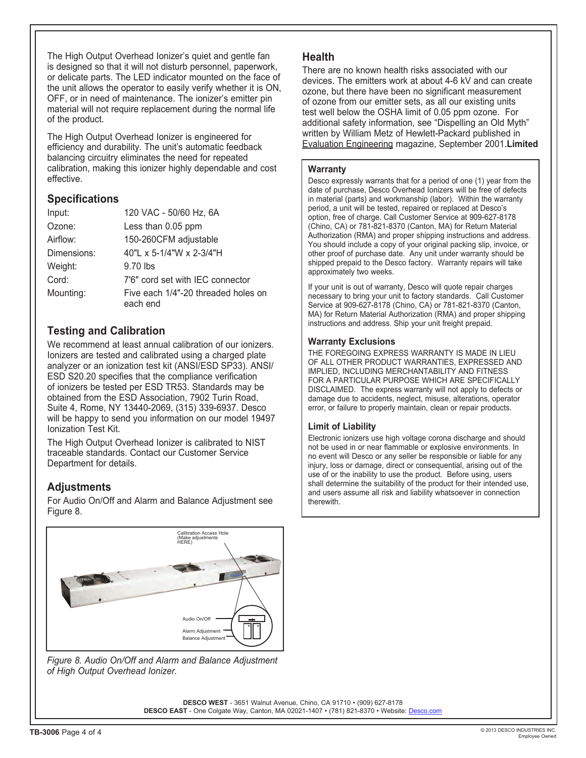The High Output Overhead Ionizer's quiet and gentle fan is designed so that it will not disturb personnel, paperwork, or delicate parts. The LED indicator mounted on the face of the unit allows the operator to easily verify whether it is ON, OFF, or in need of maintenance. The ionizer's emitter pin material will not require replacement during the normal life of the product.

The High Output Overhead Ionizer is engineered for efficiency and durability. The unit's automatic feedback balancing circuitry eliminates the need for repeated calibration, making this ionizer highly dependable and cost effective.

## Specifications

| | |
|---|---|
| Input: | 120 VAC - 50/60 Hz, 6A |
| Ozone: | Less than 0.05 ppm |
| Airflow: | 150-260CFM adjustable |
| Dimensions: | 40"L x 5-1/4"W x 2-3/4"H |
| Weight: | 9.70 lbs |
| Cord: | 7'6" cord set with IEC connector |
| Mounting: | Five each 1/4"-20 threaded holes on each end |

## Testing and Calibration

We recommend at least annual calibration of our ionizers. Ionizers are tested and calibrated using a charged plate analyzer or an ionization test kit (ANSI/ESD SP33). ANSI/ESD S20.20 specifies that the compliance verification of ionizers be tested per ESD TR53. Standards may be obtained from the ESD Association, 7902 Turin Road, Suite 4, Rome, NY 13440-2069, (315) 339-6937. Desco will be happy to send you information on our model 19497 Ionization Test Kit.

The High Output Overhead Ionizer is calibrated to NIST traceable standards. Contact our Customer Service Department for details.

## Adjustments

For Audio On/Off and Alarm and Balance Adjustment see Figure 8.

Calibration Access Hole (Make adjustments HERE)

Audio On/Off

Alarm Adjustment

Balance Adjustment

*Figure 8. Audio On/Off and Alarm and Balance Adjustment of High Output Overhead Ionizer.*

## Health

There are no known health risks associated with our devices. The emitters work at about 4-6 kV and can create ozone, but there have been no significant measurement of ozone from our emitter sets, as all our existing units test well below the OSHA limit of 0.05 ppm ozone. For additional safety information, see "Dispelling an Old Myth" written by William Metz of Hewlett-Packard published in Evaluation Engineering magazine, September 2001.

## Limited Warranty

Desco expressly warrants that for a period of one (1) year from the date of purchase, Desco Overhead Ionizers will be free of defects in material (parts) and workmanship (labor). Within the warranty period, a unit will be tested, repaired or replaced at Desco's option, free of charge. Call Customer Service at 909-627-8178 (Chino, CA) or 781-821-8370 (Canton, MA) for Return Material Authorization (RMA) and proper shipping instructions and address. You should include a copy of your original packing slip, invoice, or other proof of purchase date. Any unit under warranty should be shipped prepaid to the Desco factory. Warranty repairs will take approximately two weeks.

If your unit is out of warranty, Desco will quote repair charges necessary to bring your unit to factory standards. Call Customer Service at 909-627-8178 (Chino, CA) or 781-821-8370 (Canton, MA) for Return Material Authorization (RMA) and proper shipping instructions and address. Ship your unit freight prepaid.

### Warranty Exclusions

THE FOREGOING EXPRESS WARRANTY IS MADE IN LIEU OF ALL OTHER PRODUCT WARRANTIES, EXPRESSED AND IMPLIED, INCLUDING MERCHANTABILITY AND FITNESS FOR A PARTICULAR PURPOSE WHICH ARE SPECIFICALLY DISCLAIMED. The express warranty will not apply to defects or damage due to accidents, neglect, misuse, alterations, operator error, or failure to properly maintain, clean or repair products.

### Limit of Liability

Electronic ionizers use high voltage corona discharge and should not be used in or near flammable or explosive environments. In no event will Desco or any seller be responsible or liable for any injury, loss or damage, direct or consequential, arising out of the use of or the inability to use the product. Before using, users shall determine the suitability of the product for their intended use, and users assume all risk and liability whatsoever in connection therewith.

**DESCO WEST** - 3651 Walnut Avenue, Chino, CA 91710 • (909) 627-8178
**DESCO EAST** - One Colgate Way, Canton, MA 02021-1407 • (781) 821-8370 • Website: Desco.com

© 2013 DESCO INDUSTRIES INC. Employee Owned